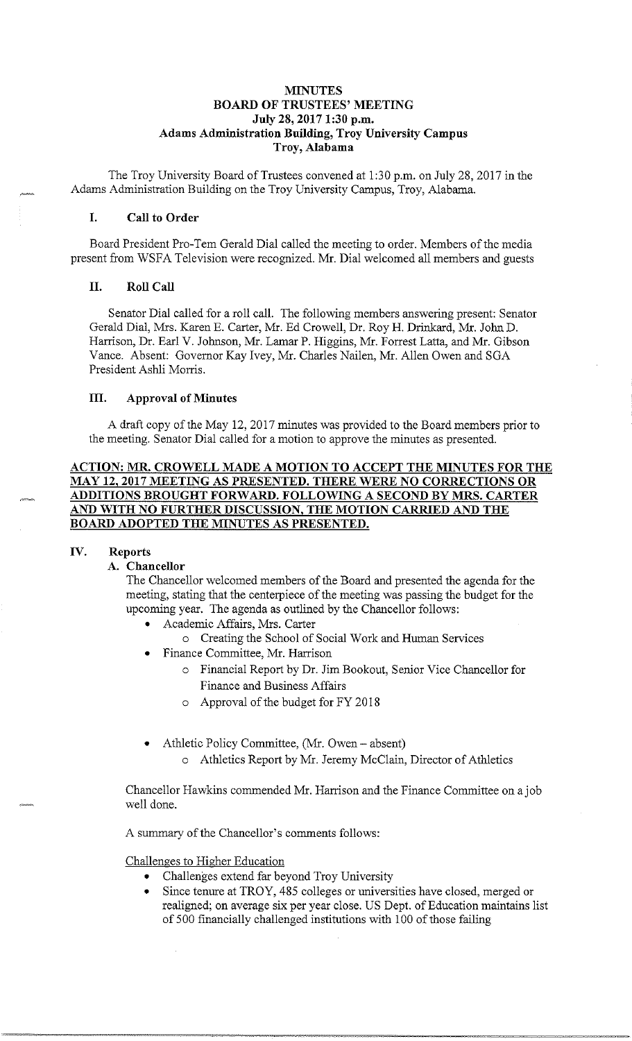# MINUTES
## BOARD OF TRUSTEES' MEETING
### July 28, 2017 1:30 p.m.
### Adams Administration Building, Troy University Campus
### Troy, Alabama

The Troy University Board of Trustees convened at 1:30 p.m. on July 28, 2017 in the Adams Administration Building on the Troy University Campus, Troy, Alabama.

## I. Call to Order

Board President Pro-Tem Gerald Dial called the meeting to order. Members of the media present from WSFA Television were recognized. Mr. Dial welcomed all members and guests

## II. Roll Call

Senator Dial called for a roll call. The following members answering present: Senator Gerald Dial, Mrs. Karen E. Carter, Mr. Ed Crowell, Dr. Roy H. Drinkard, Mr. John D. Harrison, Dr. Earl V. Johnson, Mr. Lamar P. Higgins, Mr. Forrest Latta, and Mr. Gibson Vance. Absent: Governor Kay Ivey, Mr. Charles Nailen, Mr. Allen Owen and SGA President Ashli Morris.

## III. Approval of Minutes

A draft copy of the May 12, 2017 minutes was provided to the Board members prior to the meeting. Senator Dial called for a motion to approve the minutes as presented.

**ACTION: MR. CROWELL MADE A MOTION TO ACCEPT THE MINUTES FOR THE MAY 12, 2017 MEETING AS PRESENTED. THERE WERE NO CORRECTIONS OR ADDITIONS BROUGHT FORWARD. FOLLOWING A SECOND BY MRS. CARTER AND WITH NO FURTHER DISCUSSION, THE MOTION CARRIED AND THE BOARD ADOPTED THE MINUTES AS PRESENTED.**

## IV. Reports

### A. Chancellor

The Chancellor welcomed members of the Board and presented the agenda for the meeting, stating that the centerpiece of the meeting was passing the budget for the upcoming year. The agenda as outlined by the Chancellor follows:

- Academic Affairs, Mrs. Carter
  - Creating the School of Social Work and Human Services
- Finance Committee, Mr. Harrison
  - Financial Report by Dr. Jim Bookout, Senior Vice Chancellor for Finance and Business Affairs
  - Approval of the budget for FY 2018
- Athletic Policy Committee, (Mr. Owen – absent)
  - Athletics Report by Mr. Jeremy McClain, Director of Athletics

Chancellor Hawkins commended Mr. Harrison and the Finance Committee on a job well done.

A summary of the Chancellor's comments follows:

Challenges to Higher Education

- Challenges extend far beyond Troy University
- Since tenure at TROY, 485 colleges or universities have closed, merged or realigned; on average six per year close. US Dept. of Education maintains list of 500 financially challenged institutions with 100 of those failing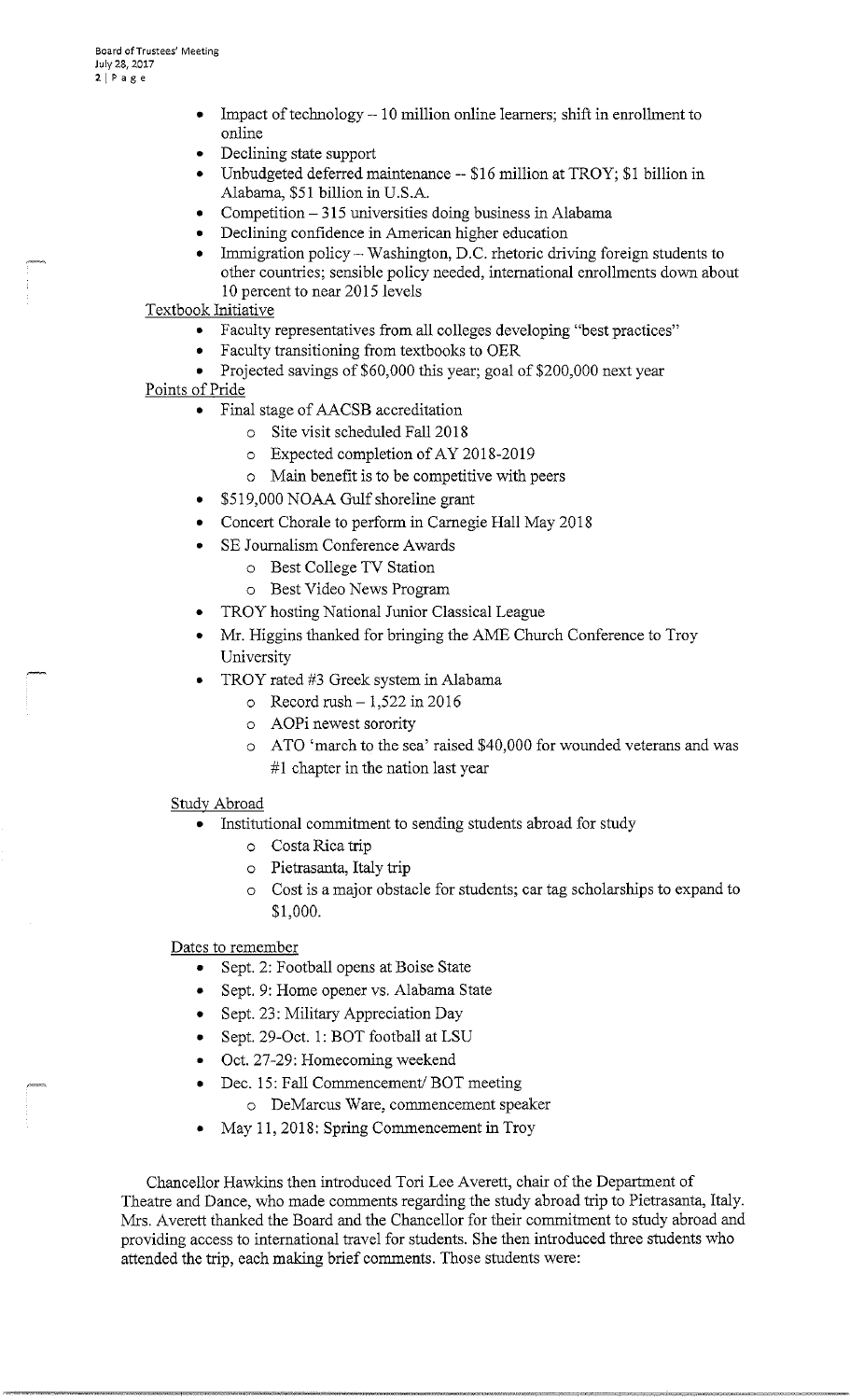- Impact of technology – 10 million online learners; shift in enrollment to online
- Declining state support
- Unbudgeted deferred maintenance -- $16 million at TROY; $1 billion in Alabama, $51 billion in U.S.A.
- Competition – 315 universities doing business in Alabama
- Declining confidence in American higher education
- Immigration policy – Washington, D.C. rhetoric driving foreign students to other countries; sensible policy needed, international enrollments down about 10 percent to near 2015 levels

Textbook Initiative

- Faculty representatives from all colleges developing "best practices"
- Faculty transitioning from textbooks to OER
- Projected savings of $60,000 this year; goal of $200,000 next year

Points of Pride

- Final stage of AACSB accreditation
  - Site visit scheduled Fall 2018
  - Expected completion of AY 2018-2019
  - Main benefit is to be competitive with peers
- $519,000 NOAA Gulf shoreline grant
- Concert Chorale to perform in Carnegie Hall May 2018
- SE Journalism Conference Awards
  - Best College TV Station
  - Best Video News Program
- TROY hosting National Junior Classical League
- Mr. Higgins thanked for bringing the AME Church Conference to Troy University
- TROY rated #3 Greek system in Alabama
  - Record rush – 1,522 in 2016
  - AOPi newest sorority
  - ATO 'march to the sea' raised $40,000 for wounded veterans and was #1 chapter in the nation last year

Study Abroad

- Institutional commitment to sending students abroad for study
  - Costa Rica trip
  - Pietrasanta, Italy trip
  - Cost is a major obstacle for students; car tag scholarships to expand to $1,000.

Dates to remember

- Sept. 2: Football opens at Boise State
- Sept. 9: Home opener vs. Alabama State
- Sept. 23: Military Appreciation Day
- Sept. 29-Oct. 1: BOT football at LSU
- Oct. 27-29: Homecoming weekend
- Dec. 15: Fall Commencement/ BOT meeting
  - DeMarcus Ware, commencement speaker
- May 11, 2018: Spring Commencement in Troy

Chancellor Hawkins then introduced Tori Lee Averett, chair of the Department of Theatre and Dance, who made comments regarding the study abroad trip to Pietrasanta, Italy. Mrs. Averett thanked the Board and the Chancellor for their commitment to study abroad and providing access to international travel for students. She then introduced three students who attended the trip, each making brief comments. Those students were: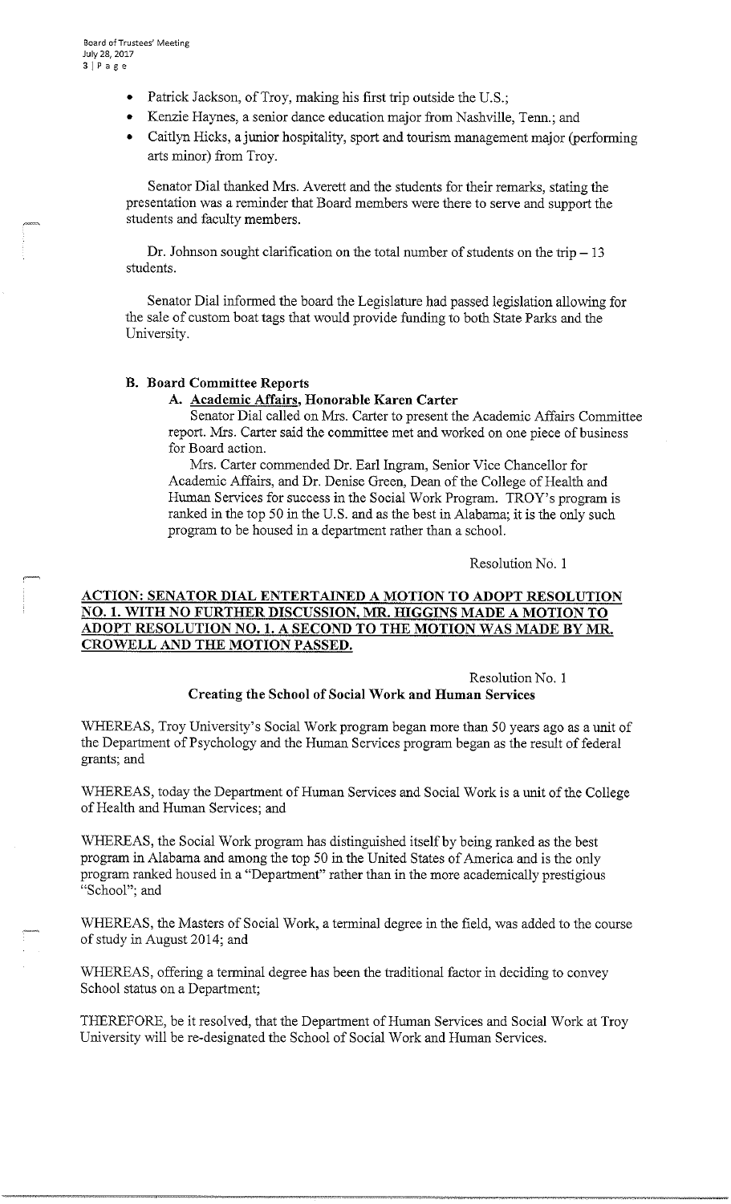- Patrick Jackson, of Troy, making his first trip outside the U.S.;
- Kenzie Haynes, a senior dance education major from Nashville, Tenn.; and
- Caitlyn Hicks, a junior hospitality, sport and tourism management major (performing arts minor) from Troy.

Senator Dial thanked Mrs. Averett and the students for their remarks, stating the presentation was a reminder that Board members were there to serve and support the students and faculty members.

Dr. Johnson sought clarification on the total number of students on the trip – 13 students.

Senator Dial informed the board the Legislature had passed legislation allowing for the sale of custom boat tags that would provide funding to both State Parks and the University.

**B. Board Committee Reports**

**A. Academic Affairs, Honorable Karen Carter**

Senator Dial called on Mrs. Carter to present the Academic Affairs Committee report. Mrs. Carter said the committee met and worked on one piece of business for Board action.

Mrs. Carter commended Dr. Earl Ingram, Senior Vice Chancellor for Academic Affairs, and Dr. Denise Green, Dean of the College of Health and Human Services for success in the Social Work Program. TROY's program is ranked in the top 50 in the U.S. and as the best in Alabama; it is the only such program to be housed in a department rather than a school.

Resolution No. 1

**ACTION: SENATOR DIAL ENTERTAINED A MOTION TO ADOPT RESOLUTION NO. 1. WITH NO FURTHER DISCUSSION, MR. HIGGINS MADE A MOTION TO ADOPT RESOLUTION NO. 1. A SECOND TO THE MOTION WAS MADE BY MR. CROWELL AND THE MOTION PASSED.**

Resolution No. 1

**Creating the School of Social Work and Human Services**

WHEREAS, Troy University's Social Work program began more than 50 years ago as a unit of the Department of Psychology and the Human Services program began as the result of federal grants; and

WHEREAS, today the Department of Human Services and Social Work is a unit of the College of Health and Human Services; and

WHEREAS, the Social Work program has distinguished itself by being ranked as the best program in Alabama and among the top 50 in the United States of America and is the only program ranked housed in a "Department" rather than in the more academically prestigious "School"; and

WHEREAS, the Masters of Social Work, a terminal degree in the field, was added to the course of study in August 2014; and

WHEREAS, offering a terminal degree has been the traditional factor in deciding to convey School status on a Department;

THEREFORE, be it resolved, that the Department of Human Services and Social Work at Troy University will be re-designated the School of Social Work and Human Services.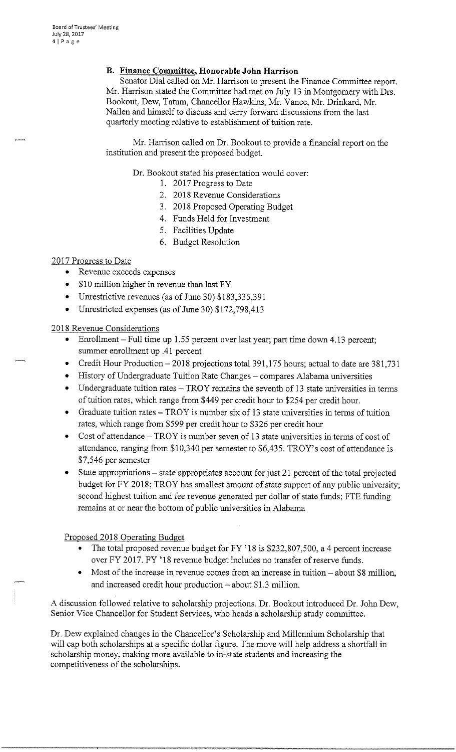### B. Finance Committee, Honorable John Harrison

Senator Dial called on Mr. Harrison to present the Finance Committee report. Mr. Harrison stated the Committee had met on July 13 in Montgomery with Drs. Bookout, Dew, Tatum, Chancellor Hawkins, Mr. Vance, Mr. Drinkard, Mr. Nailen and himself to discuss and carry forward discussions from the last quarterly meeting relative to establishment of tuition rate.

Mr. Harrison called on Dr. Bookout to provide a financial report on the institution and present the proposed budget.

Dr. Bookout stated his presentation would cover:

1. 2017 Progress to Date
2. 2018 Revenue Considerations
3. 2018 Proposed Operating Budget
4. Funds Held for Investment
5. Facilities Update
6. Budget Resolution

2017 Progress to Date

- Revenue exceeds expenses
- $10 million higher in revenue than last FY
- Unrestrictive revenues (as of June 30) $183,335,391
- Unrestricted expenses (as of June 30) $172,798,413

2018 Revenue Considerations

- Enrollment – Full time up 1.55 percent over last year; part time down 4.13 percent; summer enrollment up .41 percent
- Credit Hour Production – 2018 projections total 391,175 hours; actual to date are 381,731
- History of Undergraduate Tuition Rate Changes – compares Alabama universities
- Undergraduate tuition rates – TROY remains the seventh of 13 state universities in terms of tuition rates, which range from $449 per credit hour to $254 per credit hour.
- Graduate tuition rates – TROY is number six of 13 state universities in terms of tuition rates, which range from $599 per credit hour to $326 per credit hour
- Cost of attendance – TROY is number seven of 13 state universities in terms of cost of attendance, ranging from $10,340 per semester to $6,435. TROY's cost of attendance is $7,546 per semester
- State appropriations – state appropriates account for just 21 percent of the total projected budget for FY 2018; TROY has smallest amount of state support of any public university; second highest tuition and fee revenue generated per dollar of state funds; FTE funding remains at or near the bottom of public universities in Alabama

Proposed 2018 Operating Budget

- The total proposed revenue budget for FY '18 is $232,807,500, a 4 percent increase over FY 2017. FY '18 revenue budget includes no transfer of reserve funds.
- Most of the increase in revenue comes from an increase in tuition – about $8 million, and increased credit hour production – about $1.3 million.

A discussion followed relative to scholarship projections. Dr. Bookout introduced Dr. John Dew, Senior Vice Chancellor for Student Services, who heads a scholarship study committee.

Dr. Dew explained changes in the Chancellor's Scholarship and Millennium Scholarship that will cap both scholarships at a specific dollar figure. The move will help address a shortfall in scholarship money, making more available to in-state students and increasing the competitiveness of the scholarships.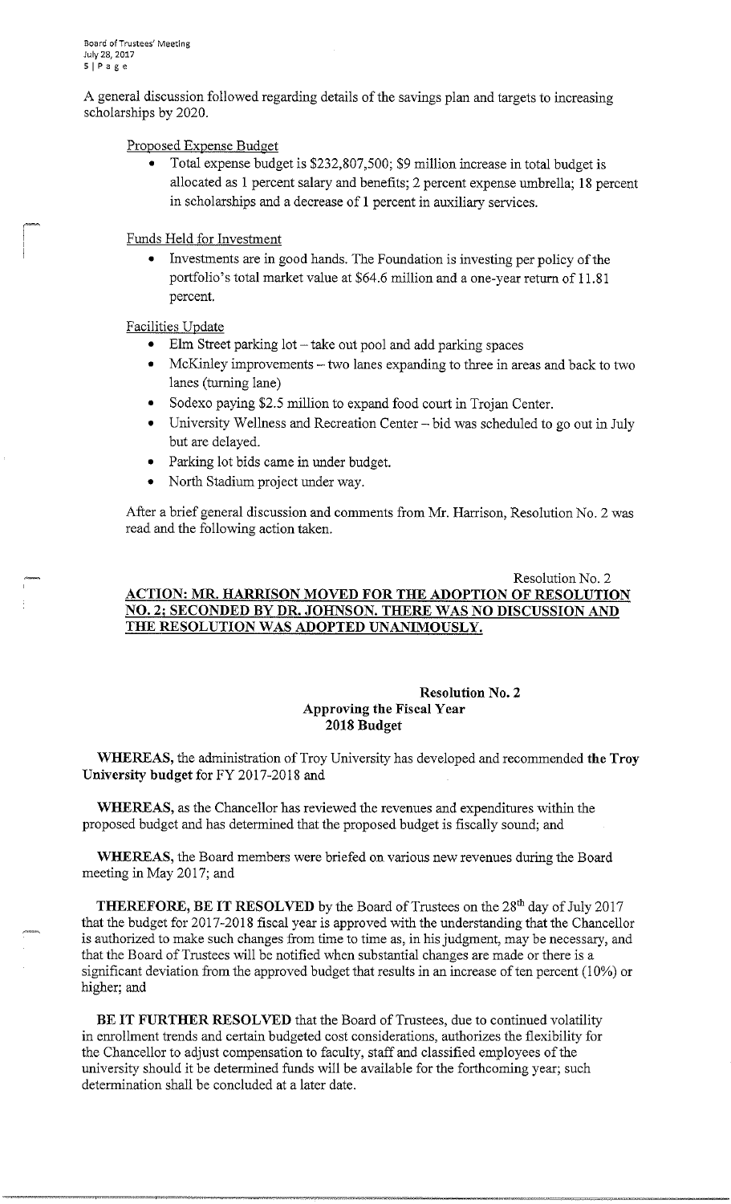A general discussion followed regarding details of the savings plan and targets to increasing scholarships by 2020.

Proposed Expense Budget

- Total expense budget is $232,807,500; $9 million increase in total budget is allocated as 1 percent salary and benefits; 2 percent expense umbrella; 18 percent in scholarships and a decrease of 1 percent in auxiliary services.

Funds Held for Investment

- Investments are in good hands. The Foundation is investing per policy of the portfolio's total market value at $64.6 million and a one-year return of 11.81 percent.

Facilities Update

- Elm Street parking lot – take out pool and add parking spaces
- McKinley improvements – two lanes expanding to three in areas and back to two lanes (turning lane)
- Sodexo paying $2.5 million to expand food court in Trojan Center.
- University Wellness and Recreation Center – bid was scheduled to go out in July but are delayed.
- Parking lot bids came in under budget.
- North Stadium project under way.

After a brief general discussion and comments from Mr. Harrison, Resolution No. 2 was read and the following action taken.

Resolution No. 2

**ACTION: MR. HARRISON MOVED FOR THE ADOPTION OF RESOLUTION NO. 2; SECONDED BY DR. JOHNSON. THERE WAS NO DISCUSSION AND THE RESOLUTION WAS ADOPTED UNANIMOUSLY.**

**Resolution No. 2**
**Approving the Fiscal Year 2018 Budget**

**WHEREAS,** the administration of Troy University has developed and recommended **the Troy University budget** for FY 2017-2018 and

**WHEREAS,** as the Chancellor has reviewed the revenues and expenditures within the proposed budget and has determined that the proposed budget is fiscally sound; and

**WHEREAS,** the Board members were briefed on various new revenues during the Board meeting in May 2017; and

**THEREFORE, BE IT RESOLVED** by the Board of Trustees on the 28th day of July 2017 that the budget for 2017-2018 fiscal year is approved with the understanding that the Chancellor is authorized to make such changes from time to time as, in his judgment, may be necessary, and that the Board of Trustees will be notified when substantial changes are made or there is a significant deviation from the approved budget that results in an increase of ten percent (10%) or higher; and

**BE IT FURTHER RESOLVED** that the Board of Trustees, due to continued volatility in enrollment trends and certain budgeted cost considerations, authorizes the flexibility for the Chancellor to adjust compensation to faculty, staff and classified employees of the university should it be determined funds will be available for the forthcoming year; such determination shall be concluded at a later date.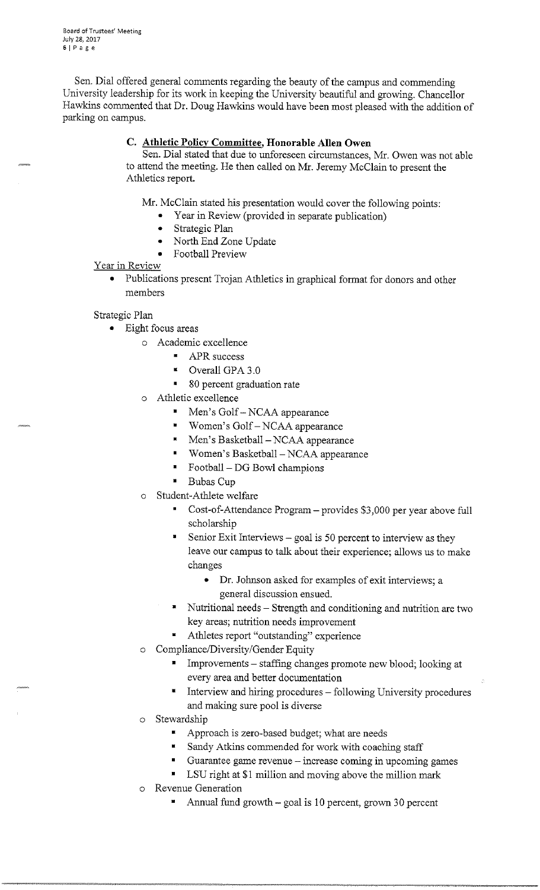Sen. Dial offered general comments regarding the beauty of the campus and commending University leadership for its work in keeping the University beautiful and growing. Chancellor Hawkins commented that Dr. Doug Hawkins would have been most pleased with the addition of parking on campus.

### C. Athletic Policy Committee, Honorable Allen Owen

Sen. Dial stated that due to unforeseen circumstances, Mr. Owen was not able to attend the meeting. He then called on Mr. Jeremy McClain to present the Athletics report.

Mr. McClain stated his presentation would cover the following points:

- Year in Review (provided in separate publication)
- Strategic Plan
- North End Zone Update
- Football Preview

Year in Review

- Publications present Trojan Athletics in graphical format for donors and other members

Strategic Plan

- Eight focus areas
  - Academic excellence
    - APR success
    - Overall GPA 3.0
    - 80 percent graduation rate
  - Athletic excellence
    - Men's Golf – NCAA appearance
    - Women's Golf – NCAA appearance
    - Men's Basketball – NCAA appearance
    - Women's Basketball – NCAA appearance
    - Football – DG Bowl champions
    - Bubas Cup
  - Student-Athlete welfare
    - Cost-of-Attendance Program – provides $3,000 per year above full scholarship
    - Senior Exit Interviews – goal is 50 percent to interview as they leave our campus to talk about their experience; allows us to make changes
      - Dr. Johnson asked for examples of exit interviews; a general discussion ensued.
    - Nutritional needs – Strength and conditioning and nutrition are two key areas; nutrition needs improvement
    - Athletes report "outstanding" experience
  - Compliance/Diversity/Gender Equity
    - Improvements – staffing changes promote new blood; looking at every area and better documentation
    - Interview and hiring procedures – following University procedures and making sure pool is diverse
  - Stewardship
    - Approach is zero-based budget; what are needs
    - Sandy Atkins commended for work with coaching staff
    - Guarantee game revenue – increase coming in upcoming games
    - LSU right at $1 million and moving above the million mark
  - Revenue Generation
    - Annual fund growth – goal is 10 percent, grown 30 percent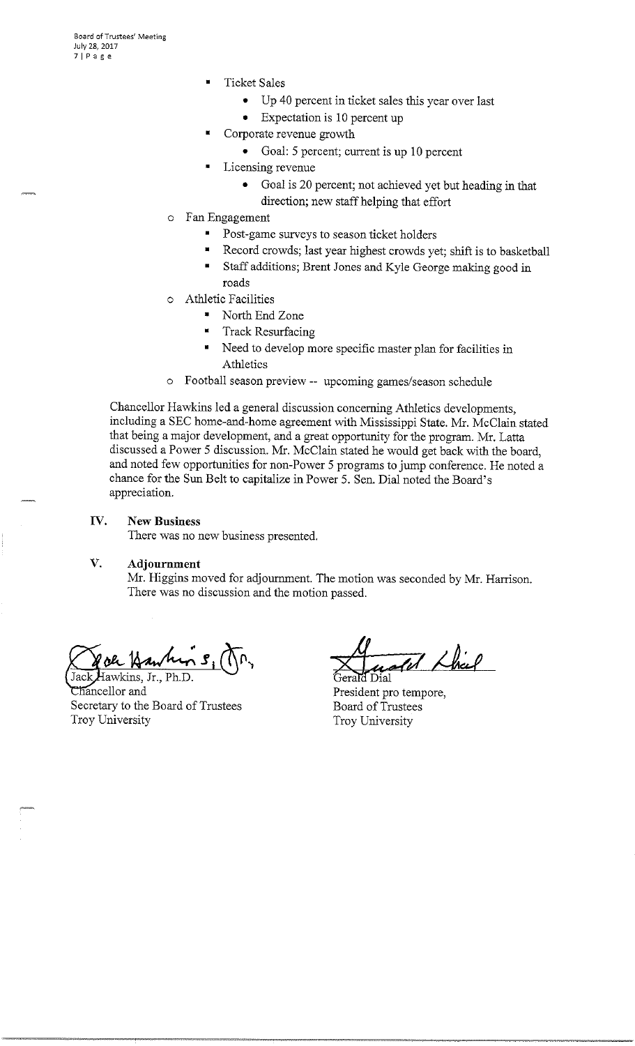- Ticket Sales
  - Up 40 percent in ticket sales this year over last
  - Expectation is 10 percent up
- Corporate revenue growth
  - Goal: 5 percent; current is up 10 percent
- Licensing revenue
  - Goal is 20 percent; not achieved yet but heading in that direction; new staff helping that effort

- Fan Engagement
  - Post-game surveys to season ticket holders
  - Record crowds; last year highest crowds yet; shift is to basketball
  - Staff additions; Brent Jones and Kyle George making good in roads
- Athletic Facilities
  - North End Zone
  - Track Resurfacing
  - Need to develop more specific master plan for facilities in Athletics
- Football season preview -- upcoming games/season schedule

Chancellor Hawkins led a general discussion concerning Athletics developments, including a SEC home-and-home agreement with Mississippi State. Mr. McClain stated that being a major development, and a great opportunity for the program. Mr. Latta discussed a Power 5 discussion. Mr. McClain stated he would get back with the board, and noted few opportunities for non-Power 5 programs to jump conference. He noted a chance for the Sun Belt to capitalize in Power 5. Sen. Dial noted the Board's appreciation.

## IV. New Business

There was no new business presented.

## V. Adjournment

Mr. Higgins moved for adjournment. The motion was seconded by Mr. Harrison. There was no discussion and the motion passed.

Jack Hawkins, Jr., Ph.D.
Chancellor and
Secretary to the Board of Trustees
Troy University

Gerald Dial
President pro tempore,
Board of Trustees
Troy University